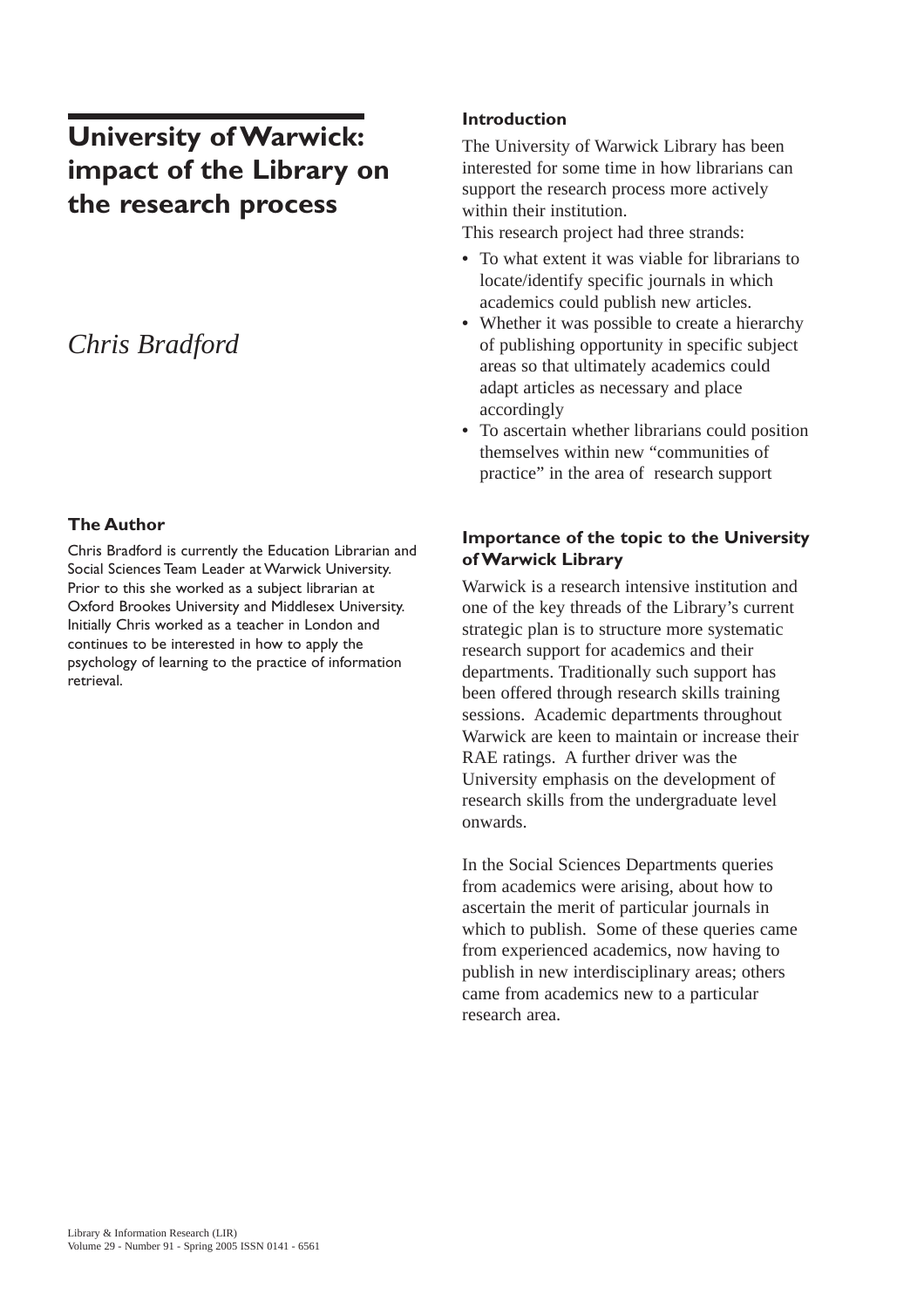# University of Warwick: impact of the Library on the research process

*Chris Bradford*

### The Author

Chris Bradford is currently the Education Librarian and Social Sciences Team Leader at Warwick University. Prior to this she worked as a subject librarian at Oxford Brookes University and Middlesex University. Initially Chris worked as a teacher in London and continues to be interested in how to apply the psychology of learning to the practice of information retrieval.

### Introduction

The University of Warwick Library has been interested for some time in how librarians can support the research process more actively within their institution.

This research project had three strands:

- To what extent it was viable for librarians to locate/identify specific journals in which academics could publish new articles.
- Whether it was possible to create a hierarchy of publishing opportunity in specific subject areas so that ultimately academics could adapt articles as necessary and place accordingly
- To ascertain whether librarians could position themselves within new "communities of practice" in the area of research support

### Importance of the topic to the University of Warwick Library

Warwick is a research intensive institution and one of the key threads of the Library's current strategic plan is to structure more systematic research support for academics and their departments. Traditionally such support has been offered through research skills training sessions. Academic departments throughout Warwick are keen to maintain or increase their RAE ratings. A further driver was the University emphasis on the development of research skills from the undergraduate level onwards.

In the Social Sciences Departments queries from academics were arising, about how to ascertain the merit of particular journals in which to publish. Some of these queries came from experienced academics, now having to publish in new interdisciplinary areas; others came from academics new to a particular research area.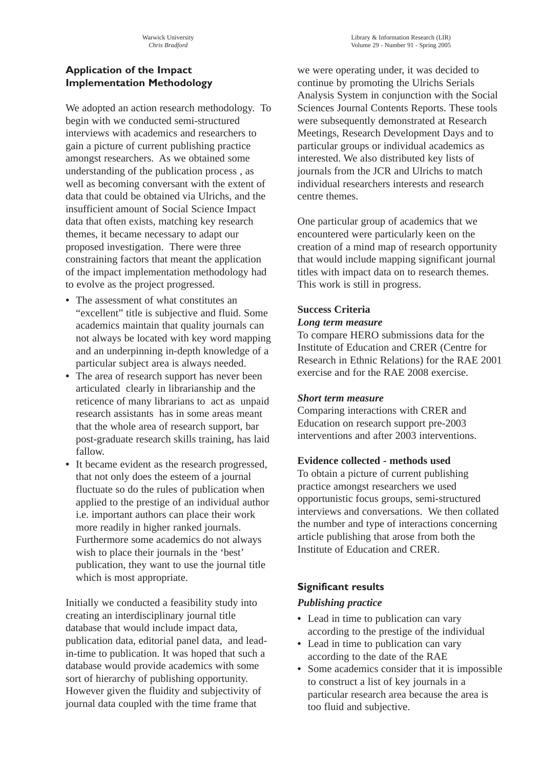## Application of the Impact Implementation Methodology

We adopted an action research methodology. To begin with we conducted semi-structured interviews with academics and researchers to gain a picture of current publishing practice amongst researchers. As we obtained some understanding of the publication process , as well as becoming conversant with the extent of data that could be obtained via Ulrichs, and the insufficient amount of Social Science Impact data that often exists, matching key research themes, it became necessary to adapt our proposed investigation. There were three constraining factors that meant the application of the impact implementation methodology had to evolve as the project progressed.

- The assessment of what constitutes an "excellent" title is subjective and fluid. Some academics maintain that quality journals can not always be located with key word mapping and an underpinning in-depth knowledge of a particular subject area is always needed.
- The area of research support has never been articulated clearly in librarianship and the reticence of many librarians to act as unpaid research assistants has in some areas meant that the whole area of research support, bar post-graduate research skills training, has laid fallow.
- It became evident as the research progressed, that not only does the esteem of a journal fluctuate so do the rules of publication when applied to the prestige of an individual author i.e. important authors can place their work more readily in higher ranked journals. Furthermore some academics do not always wish to place their journals in the 'best' publication, they want to use the journal title which is most appropriate.

Initially we conducted a feasibility study into creating an interdisciplinary journal title database that would include impact data, publication data, editorial panel data, and lead-in-time to publication. It was hoped that such a database would provide academics with some sort of hierarchy of publishing opportunity. However given the fluidity and subjectivity of journal data coupled with the time frame that we were operating under, it was decided to continue by promoting the Ulrichs Serials Analysis System in conjunction with the Social Sciences Journal Contents Reports. These tools were subsequently demonstrated at Research Meetings, Research Development Days and to particular groups or individual academics as interested. We also distributed key lists of journals from the JCR and Ulrichs to match individual researchers interests and research centre themes.

One particular group of academics that we encountered were particularly keen on the creation of a mind map of research opportunity that would include mapping significant journal titles with impact data on to research themes. This work is still in progress.

### Success Criteria

***Long term measure***

To compare HERO submissions data for the Institute of Education and CRER (Centre for Research in Ethnic Relations) for the RAE 2001 exercise and for the RAE 2008 exercise.

***Short term measure***

Comparing interactions with CRER and Education on research support pre-2003 interventions and after 2003 interventions.

### Evidence collected - methods used

To obtain a picture of current publishing practice amongst researchers we used opportunistic focus groups, semi-structured interviews and conversations. We then collated the number and type of interactions concerning article publishing that arose from both the Institute of Education and CRER.

## Significant results

***Publishing practice***

- Lead in time to publication can vary according to the prestige of the individual
- Lead in time to publication can vary according to the date of the RAE
- Some academics consider that it is impossible to construct a list of key journals in a particular research area because the area is too fluid and subjective.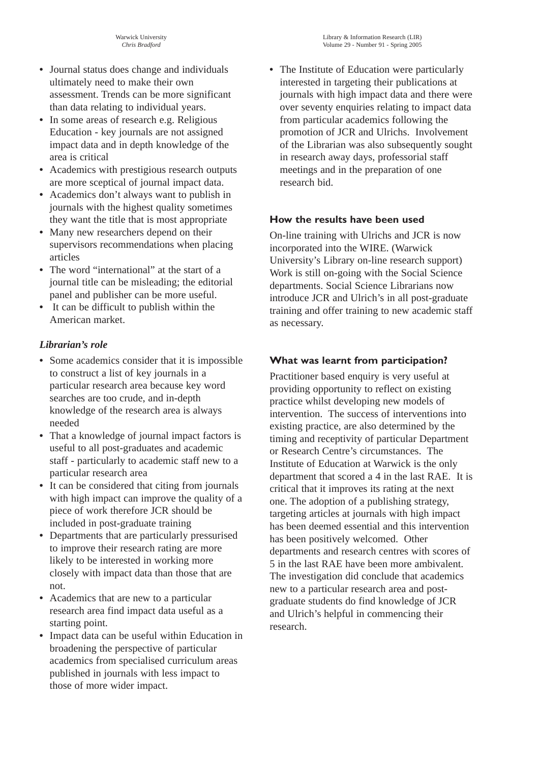- Journal status does change and individuals ultimately need to make their own assessment. Trends can be more significant than data relating to individual years.
- In some areas of research e.g. Religious Education - key journals are not assigned impact data and in depth knowledge of the area is critical
- Academics with prestigious research outputs are more sceptical of journal impact data.
- Academics don't always want to publish in journals with the highest quality sometimes they want the title that is most appropriate
- Many new researchers depend on their supervisors recommendations when placing articles
- The word "international" at the start of a journal title can be misleading; the editorial panel and publisher can be more useful.
- It can be difficult to publish within the American market.

***Librarian's role***

- Some academics consider that it is impossible to construct a list of key journals in a particular research area because key word searches are too crude, and in-depth knowledge of the research area is always needed
- That a knowledge of journal impact factors is useful to all post-graduates and academic staff - particularly to academic staff new to a particular research area
- It can be considered that citing from journals with high impact can improve the quality of a piece of work therefore JCR should be included in post-graduate training
- Departments that are particularly pressurised to improve their research rating are more likely to be interested in working more closely with impact data than those that are not.
- Academics that are new to a particular research area find impact data useful as a starting point.
- Impact data can be useful within Education in broadening the perspective of particular academics from specialised curriculum areas published in journals with less impact to those of more wider impact.
- The Institute of Education were particularly interested in targeting their publications at journals with high impact data and there were over seventy enquiries relating to impact data from particular academics following the promotion of JCR and Ulrichs. Involvement of the Librarian was also subsequently sought in research away days, professorial staff meetings and in the preparation of one research bid.

## How the results have been used

On-line training with Ulrichs and JCR is now incorporated into the WIRE. (Warwick University's Library on-line research support) Work is still on-going with the Social Science departments. Social Science Librarians now introduce JCR and Ulrich's in all post-graduate training and offer training to new academic staff as necessary.

## What was learnt from participation?

Practitioner based enquiry is very useful at providing opportunity to reflect on existing practice whilst developing new models of intervention. The success of interventions into existing practice, are also determined by the timing and receptivity of particular Department or Research Centre's circumstances. The Institute of Education at Warwick is the only department that scored a 4 in the last RAE. It is critical that it improves its rating at the next one. The adoption of a publishing strategy, targeting articles at journals with high impact has been deemed essential and this intervention has been positively welcomed. Other departments and research centres with scores of 5 in the last RAE have been more ambivalent. The investigation did conclude that academics new to a particular research area and post-graduate students do find knowledge of JCR and Ulrich's helpful in commencing their research.